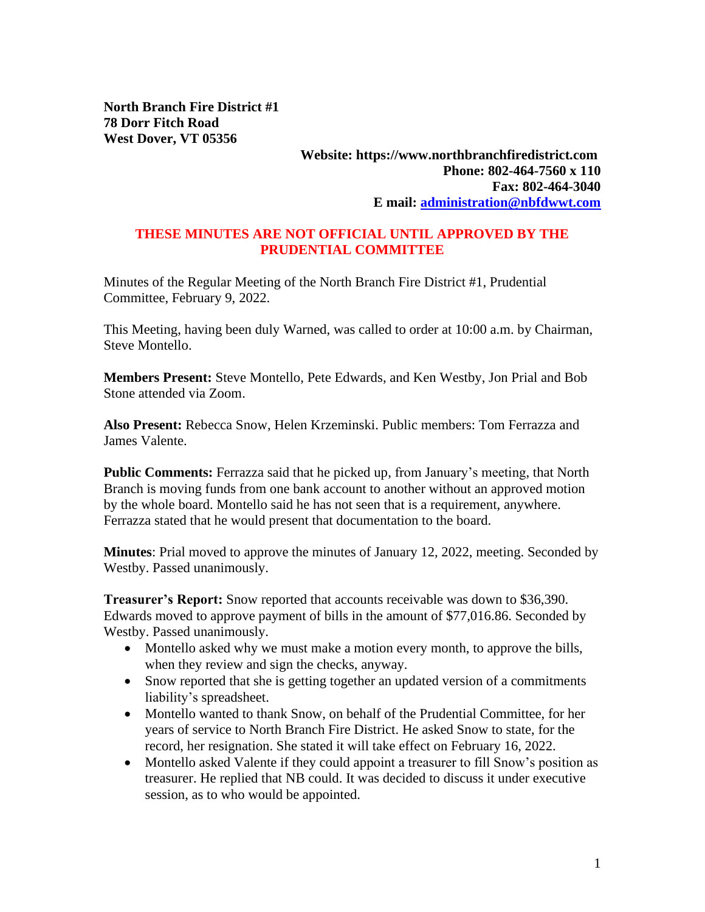**North Branch Fire District #1**
**78 Dorr Fitch Road**
**West Dover, VT 05356**

**Website: https://www.northbranchfiredistrict.com**
**Phone: 802-464-7560 x 110**
**Fax: 802-464-3040**
**E mail: [administration@nbfdwwt.com](mailto:administration@nbfdwwt.com)**

**THESE MINUTES ARE NOT OFFICIAL UNTIL APPROVED BY THE PRUDENTIAL COMMITTEE**

Minutes of the Regular Meeting of the North Branch Fire District #1, Prudential Committee, February 9, 2022.

This Meeting, having been duly Warned, was called to order at 10:00 a.m. by Chairman, Steve Montello.

**Members Present:** Steve Montello, Pete Edwards, and Ken Westby, Jon Prial and Bob Stone attended via Zoom.

**Also Present:** Rebecca Snow, Helen Krzeminski. Public members: Tom Ferrazza and James Valente.

**Public Comments:** Ferrazza said that he picked up, from January's meeting, that North Branch is moving funds from one bank account to another without an approved motion by the whole board. Montello said he has not seen that is a requirement, anywhere. Ferrazza stated that he would present that documentation to the board.

**Minutes**: Prial moved to approve the minutes of January 12, 2022, meeting. Seconded by Westby. Passed unanimously.

**Treasurer's Report:** Snow reported that accounts receivable was down to $36,390. Edwards moved to approve payment of bills in the amount of $77,016.86. Seconded by Westby. Passed unanimously.

- Montello asked why we must make a motion every month, to approve the bills, when they review and sign the checks, anyway.
- Snow reported that she is getting together an updated version of a commitments liability's spreadsheet.
- Montello wanted to thank Snow, on behalf of the Prudential Committee, for her years of service to North Branch Fire District. He asked Snow to state, for the record, her resignation. She stated it will take effect on February 16, 2022.
- Montello asked Valente if they could appoint a treasurer to fill Snow's position as treasurer. He replied that NB could. It was decided to discuss it under executive session, as to who would be appointed.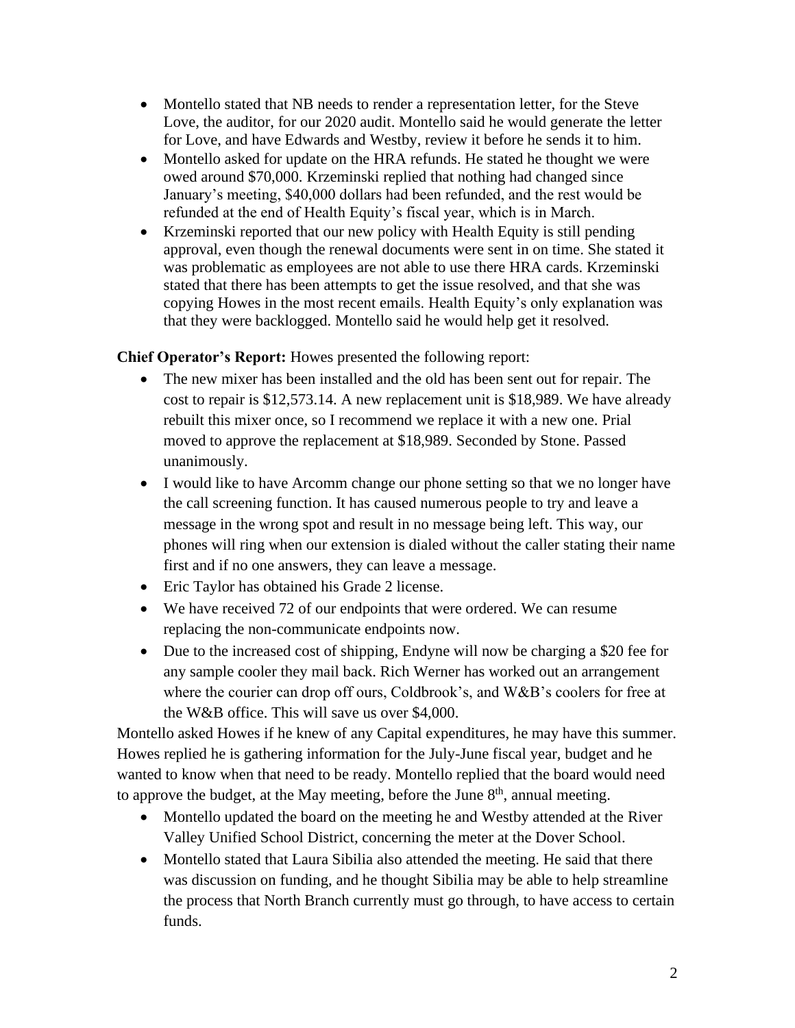- Montello stated that NB needs to render a representation letter, for the Steve Love, the auditor, for our 2020 audit. Montello said he would generate the letter for Love, and have Edwards and Westby, review it before he sends it to him.
- Montello asked for update on the HRA refunds. He stated he thought we were owed around $70,000. Krzeminski replied that nothing had changed since January's meeting, $40,000 dollars had been refunded, and the rest would be refunded at the end of Health Equity's fiscal year, which is in March.
- Krzeminski reported that our new policy with Health Equity is still pending approval, even though the renewal documents were sent in on time. She stated it was problematic as employees are not able to use there HRA cards. Krzeminski stated that there has been attempts to get the issue resolved, and that she was copying Howes in the most recent emails. Health Equity's only explanation was that they were backlogged. Montello said he would help get it resolved.

**Chief Operator's Report:** Howes presented the following report:

- The new mixer has been installed and the old has been sent out for repair. The cost to repair is $12,573.14. A new replacement unit is $18,989. We have already rebuilt this mixer once, so I recommend we replace it with a new one. Prial moved to approve the replacement at $18,989. Seconded by Stone. Passed unanimously.
- I would like to have Arcomm change our phone setting so that we no longer have the call screening function. It has caused numerous people to try and leave a message in the wrong spot and result in no message being left. This way, our phones will ring when our extension is dialed without the caller stating their name first and if no one answers, they can leave a message.
- Eric Taylor has obtained his Grade 2 license.
- We have received 72 of our endpoints that were ordered. We can resume replacing the non-communicate endpoints now.
- Due to the increased cost of shipping, Endyne will now be charging a $20 fee for any sample cooler they mail back. Rich Werner has worked out an arrangement where the courier can drop off ours, Coldbrook's, and W&B's coolers for free at the W&B office. This will save us over $4,000.

Montello asked Howes if he knew of any Capital expenditures, he may have this summer. Howes replied he is gathering information for the July-June fiscal year, budget and he wanted to know when that need to be ready. Montello replied that the board would need to approve the budget, at the May meeting, before the June 8th, annual meeting.

- Montello updated the board on the meeting he and Westby attended at the River Valley Unified School District, concerning the meter at the Dover School.
- Montello stated that Laura Sibilia also attended the meeting. He said that there was discussion on funding, and he thought Sibilia may be able to help streamline the process that North Branch currently must go through, to have access to certain funds.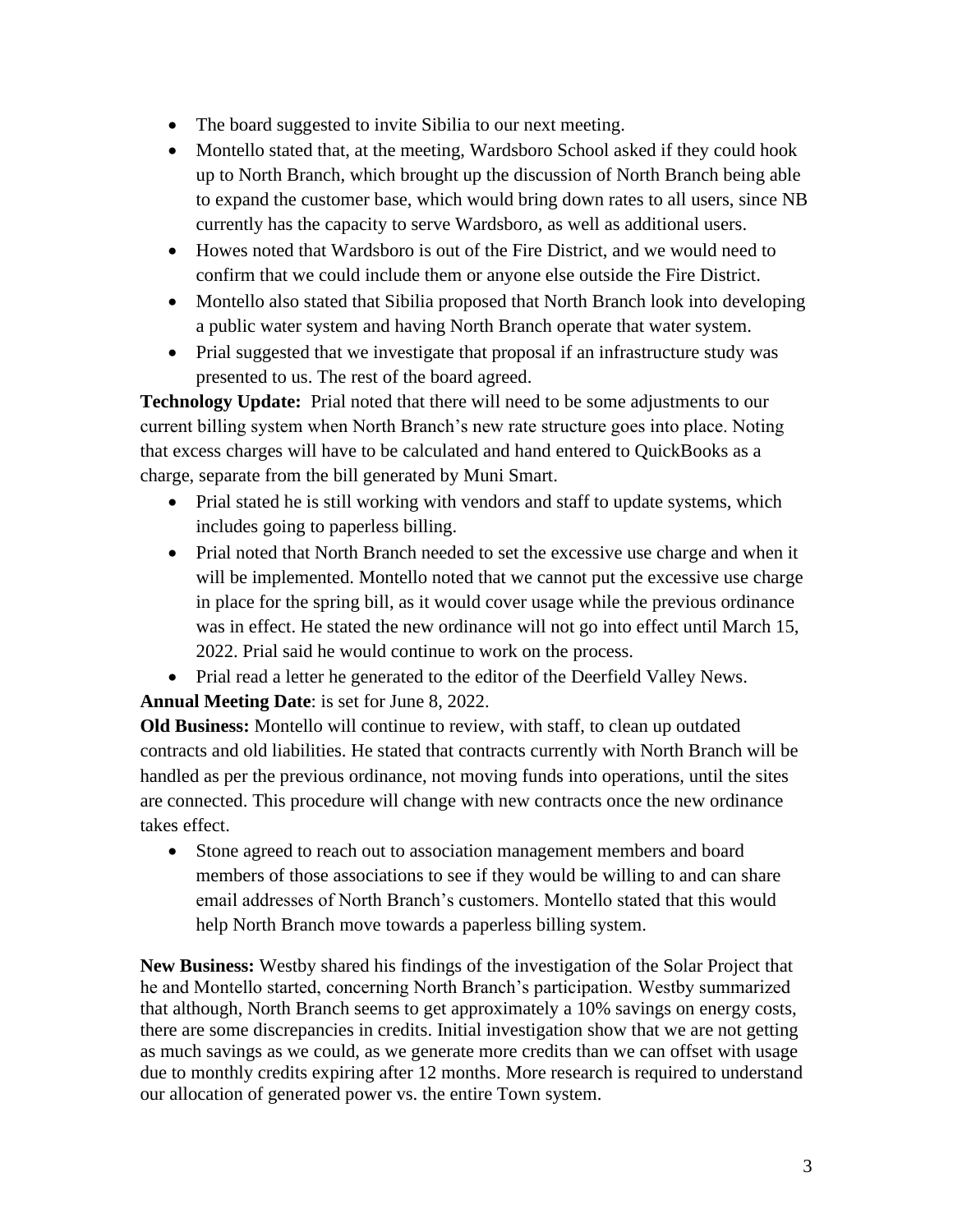- The board suggested to invite Sibilia to our next meeting.
- Montello stated that, at the meeting, Wardsboro School asked if they could hook up to North Branch, which brought up the discussion of North Branch being able to expand the customer base, which would bring down rates to all users, since NB currently has the capacity to serve Wardsboro, as well as additional users.
- Howes noted that Wardsboro is out of the Fire District, and we would need to confirm that we could include them or anyone else outside the Fire District.
- Montello also stated that Sibilia proposed that North Branch look into developing a public water system and having North Branch operate that water system.
- Prial suggested that we investigate that proposal if an infrastructure study was presented to us. The rest of the board agreed.

**Technology Update:** Prial noted that there will need to be some adjustments to our current billing system when North Branch's new rate structure goes into place. Noting that excess charges will have to be calculated and hand entered to QuickBooks as a charge, separate from the bill generated by Muni Smart.

- Prial stated he is still working with vendors and staff to update systems, which includes going to paperless billing.
- Prial noted that North Branch needed to set the excessive use charge and when it will be implemented. Montello noted that we cannot put the excessive use charge in place for the spring bill, as it would cover usage while the previous ordinance was in effect. He stated the new ordinance will not go into effect until March 15, 2022. Prial said he would continue to work on the process.
- Prial read a letter he generated to the editor of the Deerfield Valley News.

**Annual Meeting Date**: is set for June 8, 2022.

**Old Business:** Montello will continue to review, with staff, to clean up outdated contracts and old liabilities. He stated that contracts currently with North Branch will be handled as per the previous ordinance, not moving funds into operations, until the sites are connected. This procedure will change with new contracts once the new ordinance takes effect.

- Stone agreed to reach out to association management members and board members of those associations to see if they would be willing to and can share email addresses of North Branch's customers. Montello stated that this would help North Branch move towards a paperless billing system.

**New Business:** Westby shared his findings of the investigation of the Solar Project that he and Montello started, concerning North Branch's participation. Westby summarized that although, North Branch seems to get approximately a 10% savings on energy costs, there are some discrepancies in credits. Initial investigation show that we are not getting as much savings as we could, as we generate more credits than we can offset with usage due to monthly credits expiring after 12 months. More research is required to understand our allocation of generated power vs. the entire Town system.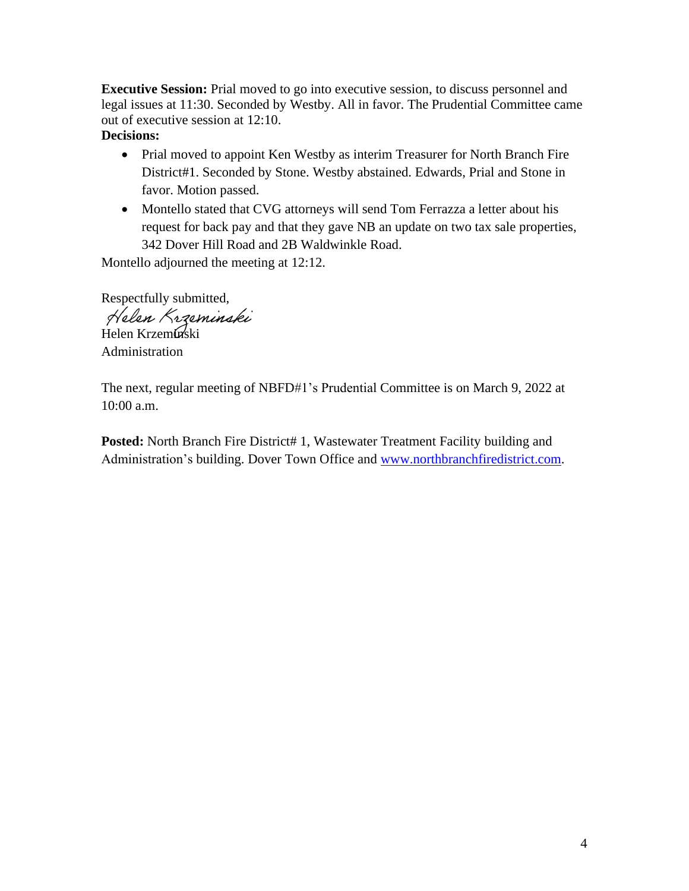**Executive Session:** Prial moved to go into executive session, to discuss personnel and legal issues at 11:30. Seconded by Westby. All in favor. The Prudential Committee came out of executive session at 12:10.

**Decisions:**

- Prial moved to appoint Ken Westby as interim Treasurer for North Branch Fire District#1. Seconded by Stone. Westby abstained. Edwards, Prial and Stone in favor. Motion passed.
- Montello stated that CVG attorneys will send Tom Ferrazza a letter about his request for back pay and that they gave NB an update on two tax sale properties, 342 Dover Hill Road and 2B Waldwinkle Road.

Montello adjourned the meeting at 12:12.

Respectfully submitted,

Helen Krzeminski

Helen Krzeminski
Administration

The next, regular meeting of NBFD#1's Prudential Committee is on March 9, 2022 at 10:00 a.m.

**Posted:** North Branch Fire District# 1, Wastewater Treatment Facility building and Administration's building. Dover Town Office and www.northbranchfiredistrict.com.